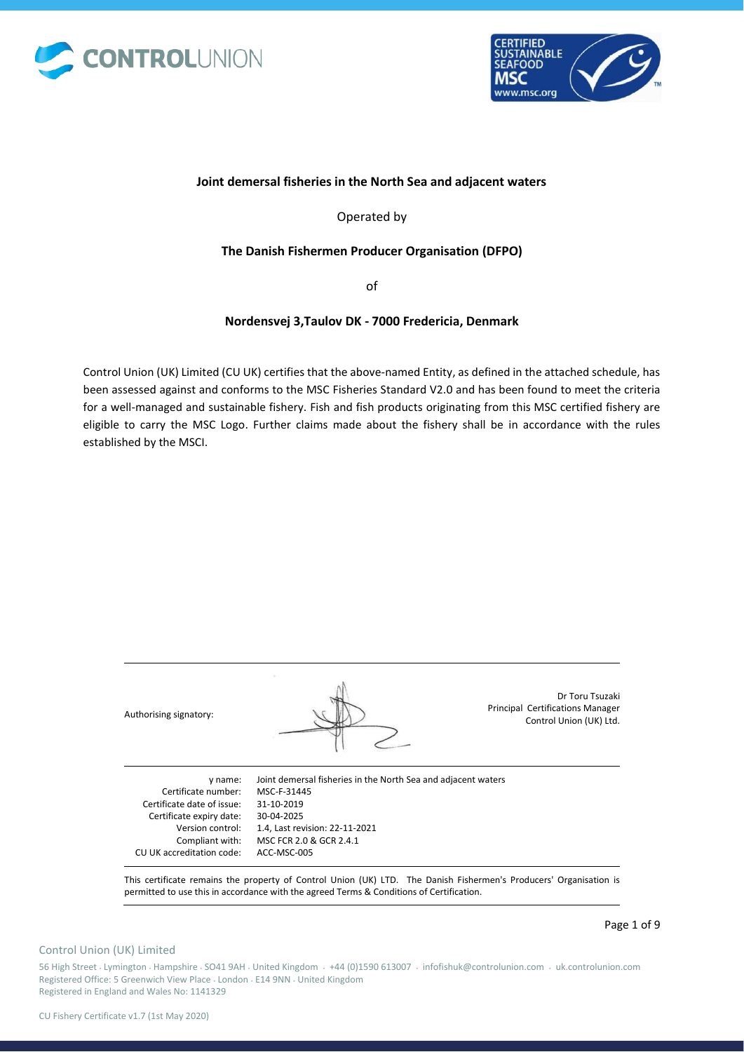**Joint demersal fisheries in the North Sea and adjacent waters**

Operated by

**The Danish Fishermen Producer Organisation (DFPO)**

of

**Nordensvej 3,Taulov DK - 7000 Fredericia, Denmark**

Control Union (UK) Limited (CU UK) certifies that the above-named Entity, as defined in the attached schedule, has been assessed against and conforms to the MSC Fisheries Standard V2.0 and has been found to meet the criteria for a well-managed and sustainable fishery. Fish and fish products originating from this MSC certified fishery are eligible to carry the MSC Logo. Further claims made about the fishery shall be in accordance with the rules established by the MSCI.

Authorising signatory:

Dr Toru Tsuzaki
Principal Certifications Manager
Control Union (UK) Ltd.

| | |
|---|---|
| y name: | Joint demersal fisheries in the North Sea and adjacent waters |
| Certificate number: | MSC-F-31445 |
| Certificate date of issue: | 31-10-2019 |
| Certificate expiry date: | 30-04-2025 |
| Version control: | 1.4, Last revision: 22-11-2021 |
| Compliant with: | MSC FCR 2.0 & GCR 2.4.1 |
| CU UK accreditation code: | ACC-MSC-005 |

This certificate remains the property of Control Union (UK) LTD. The Danish Fishermen's Producers' Organisation is permitted to use this in accordance with the agreed Terms & Conditions of Certification.

Control Union (UK) Limited

56 High Street . Lymington . Hampshire . SO41 9AH . United Kingdom . +44 (0)1590 613007 . infofishuk@controlunion.com . uk.controlunion.com
Registered Office: 5 Greenwich View Place . London . E14 9NN . United Kingdom
Registered in England and Wales No: 1141329

CU Fishery Certificate v1.7 (1st May 2020)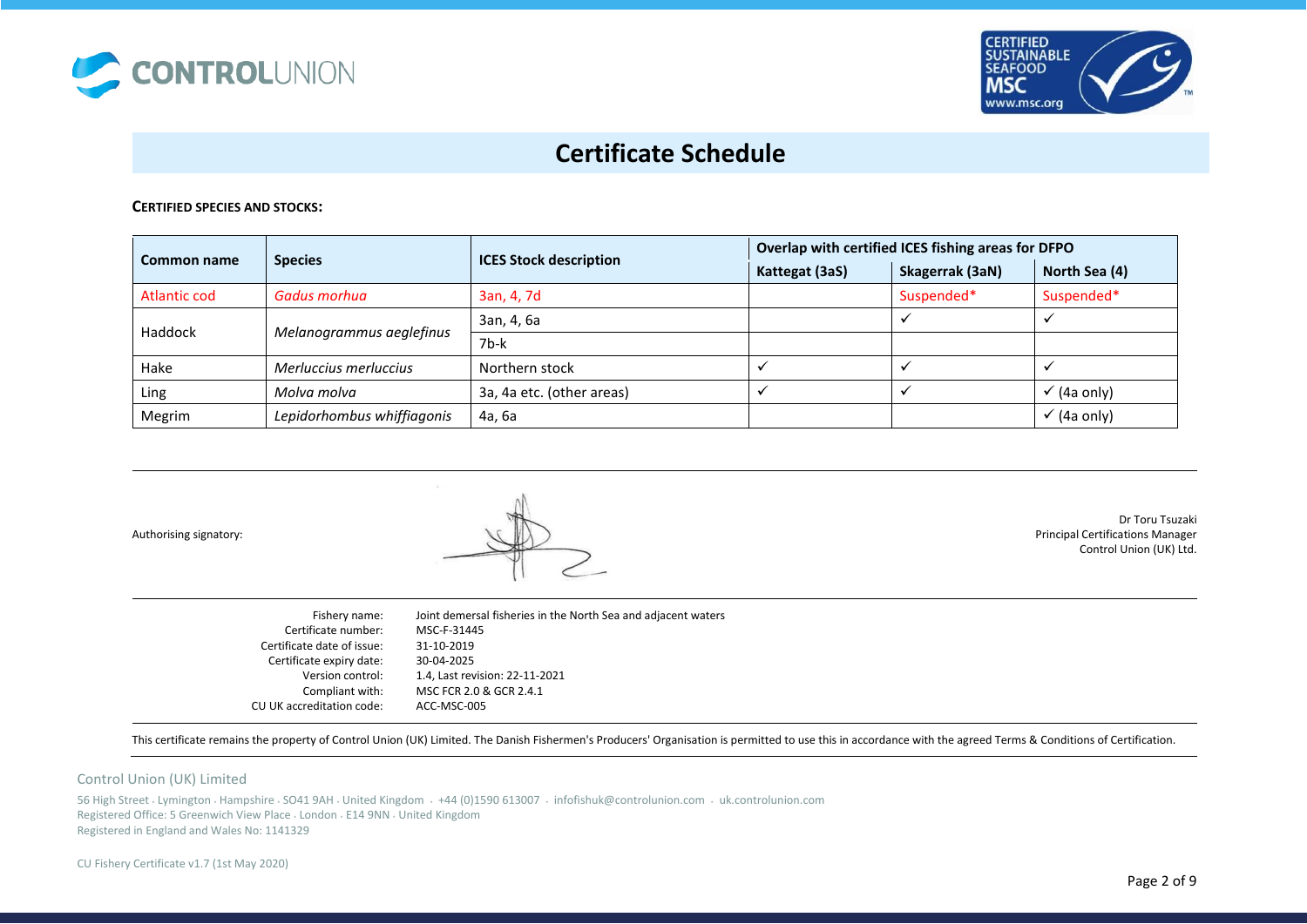# Certificate Schedule

**CERTIFIED SPECIES AND STOCKS:**

| Common name | Species | ICES Stock description | Overlap with certified ICES fishing areas for DFPO | | |
|---|---|---|---|---|---|
| | | | Kattegat (3aS) | Skagerrak (3aN) | North Sea (4) |
| Atlantic cod | *Gadus morhua* | 3an, 4, 7d | | Suspended* | Suspended* |
| Haddock | *Melanogrammus aeglefinus* | 3an, 4, 6a | | ✓ | ✓ |
| | | 7b-k | | | |
| Hake | *Merluccius merluccius* | Northern stock | ✓ | ✓ | ✓ |
| Ling | *Molva molva* | 3a, 4a etc. (other areas) | ✓ | ✓ | ✓ (4a only) |
| Megrim | *Lepidorhombus whiffiagonis* | 4a, 6a | | | ✓ (4a only) |

Authorising signatory:

Dr Toru Tsuzaki
Principal Certifications Manager
Control Union (UK) Ltd.

| | |
|---|---|
| Fishery name: | Joint demersal fisheries in the North Sea and adjacent waters |
| Certificate number: | MSC-F-31445 |
| Certificate date of issue: | 31-10-2019 |
| Certificate expiry date: | 30-04-2025 |
| Version control: | 1.4, Last revision: 22-11-2021 |
| Compliant with: | MSC FCR 2.0 & GCR 2.4.1 |
| CU UK accreditation code: | ACC-MSC-005 |

This certificate remains the property of Control Union (UK) Limited. The Danish Fishermen's Producers' Organisation is permitted to use this in accordance with the agreed Terms & Conditions of Certification.

Control Union (UK) Limited

56 High Street . Lymington . Hampshire . SO41 9AH . United Kingdom . +44 (0)1590 613007 . infofishuk@controlunion.com . uk.controlunion.com
Registered Office: 5 Greenwich View Place . London . E14 9NN . United Kingdom
Registered in England and Wales No: 1141329

CU Fishery Certificate v1.7 (1st May 2020)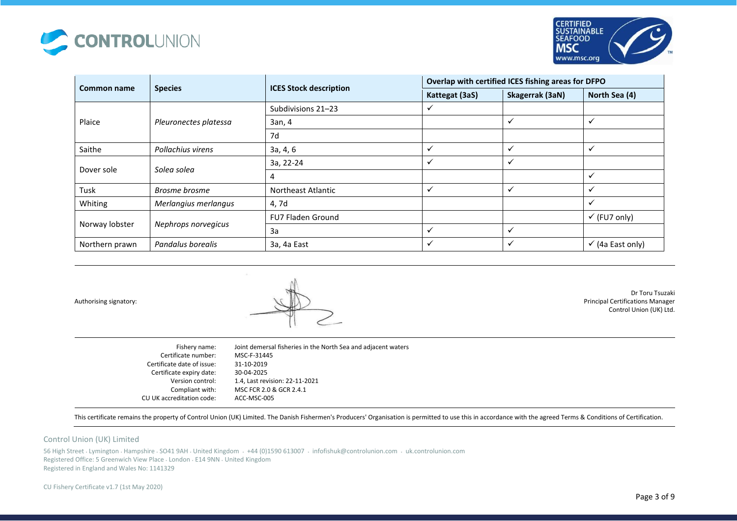| Common name | Species | ICES Stock description | Overlap with certified ICES fishing areas for DFPO | | |
|---|---|---|---|---|---|
| | | | Kattegat (3aS) | Skagerrak (3aN) | North Sea (4) |
| Plaice | *Pleuronectes platessa* | Subdivisions 21–23 | ✓ | | |
| | | 3an, 4 | | ✓ | ✓ |
| | | 7d | | | |
| Saithe | *Pollachius virens* | 3a, 4, 6 | ✓ | ✓ | ✓ |
| Dover sole | *Solea solea* | 3a, 22-24 | ✓ | ✓ | |
| | | 4 | | | ✓ |
| Tusk | *Brosme brosme* | Northeast Atlantic | ✓ | ✓ | ✓ |
| Whiting | *Merlangius merlangus* | 4, 7d | | | ✓ |
| Norway lobster | *Nephrops norvegicus* | FU7 Fladen Ground | | | ✓ (FU7 only) |
| | | 3a | ✓ | ✓ | |
| Northern prawn | *Pandalus borealis* | 3a, 4a East | ✓ | ✓ | ✓ (4a East only) |

Authorising signatory:

Dr Toru Tsuzaki
Principal Certifications Manager
Control Union (UK) Ltd.

| | |
|---|---|
| Fishery name: | Joint demersal fisheries in the North Sea and adjacent waters |
| Certificate number: | MSC-F-31445 |
| Certificate date of issue: | 31-10-2019 |
| Certificate expiry date: | 30-04-2025 |
| Version control: | 1.4, Last revision: 22-11-2021 |
| Compliant with: | MSC FCR 2.0 & GCR 2.4.1 |
| CU UK accreditation code: | ACC-MSC-005 |

This certificate remains the property of Control Union (UK) Limited. The Danish Fishermen's Producers' Organisation is permitted to use this in accordance with the agreed Terms & Conditions of Certification.

Control Union (UK) Limited

56 High Street · Lymington · Hampshire · SO41 9AH · United Kingdom · +44 (0)1590 613007 · infofishuk@controlunion.com · uk.controlunion.com
Registered Office: 5 Greenwich View Place · London · E14 9NN · United Kingdom
Registered in England and Wales No: 1141329

CU Fishery Certificate v1.7 (1st May 2020)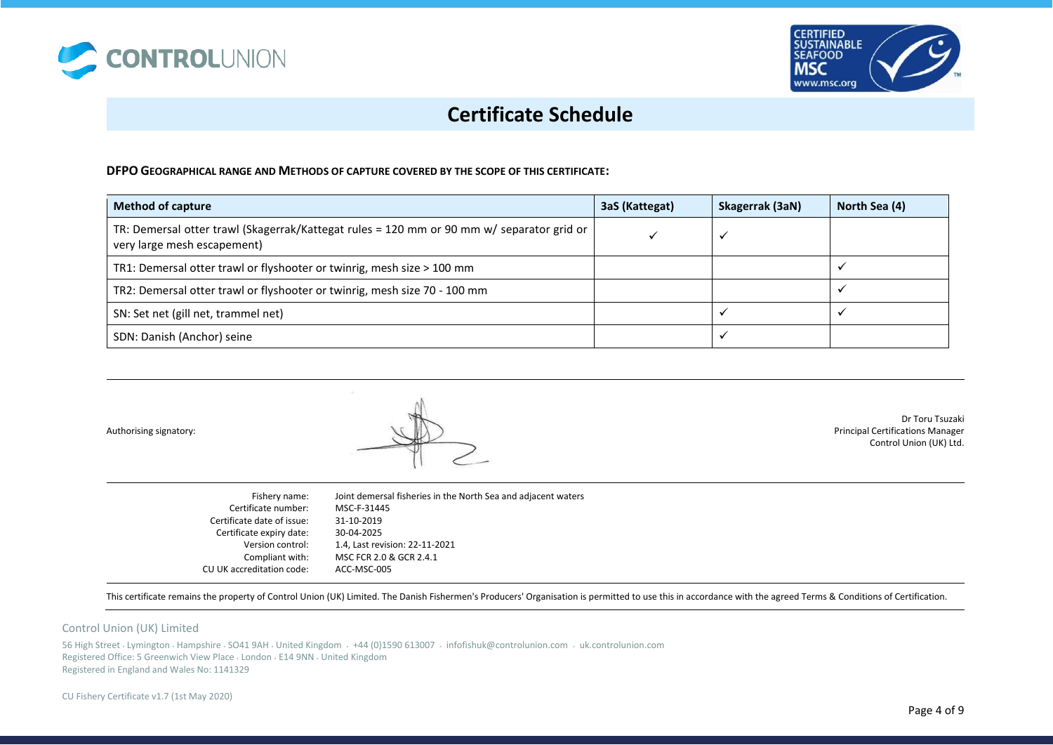# Certificate Schedule

**DFPO GEOGRAPHICAL RANGE AND METHODS OF CAPTURE COVERED BY THE SCOPE OF THIS CERTIFICATE:**

| Method of capture | 3aS (Kattegat) | Skagerrak (3aN) | North Sea (4) |
|---|---|---|---|
| TR: Demersal otter trawl (Skagerrak/Kattegat rules = 120 mm or 90 mm w/ separator grid or very large mesh escapement) | ✓ | ✓ | |
| TR1: Demersal otter trawl or flyshooter or twinrig, mesh size > 100 mm | | | ✓ |
| TR2: Demersal otter trawl or flyshooter or twinrig, mesh size 70 - 100 mm | | | ✓ |
| SN: Set net (gill net, trammel net) | | ✓ | ✓ |
| SDN: Danish (Anchor) seine | | ✓ | |

Authorising signatory:

Dr Toru Tsuzaki
Principal Certifications Manager
Control Union (UK) Ltd.

| | |
|---|---|
| Fishery name: | Joint demersal fisheries in the North Sea and adjacent waters |
| Certificate number: | MSC-F-31445 |
| Certificate date of issue: | 31-10-2019 |
| Certificate expiry date: | 30-04-2025 |
| Version control: | 1.4, Last revision: 22-11-2021 |
| Compliant with: | MSC FCR 2.0 & GCR 2.4.1 |
| CU UK accreditation code: | ACC-MSC-005 |

This certificate remains the property of Control Union (UK) Limited. The Danish Fishermen's Producers' Organisation is permitted to use this in accordance with the agreed Terms & Conditions of Certification.

Control Union (UK) Limited

56 High Street . Lymington . Hampshire . SO41 9AH . United Kingdom . +44 (0)1590 613007 . infofishuk@controlunion.com . uk.controlunion.com
Registered Office: 5 Greenwich View Place . London . E14 9NN . United Kingdom
Registered in England and Wales No: 1141329

CU Fishery Certificate v1.7 (1st May 2020)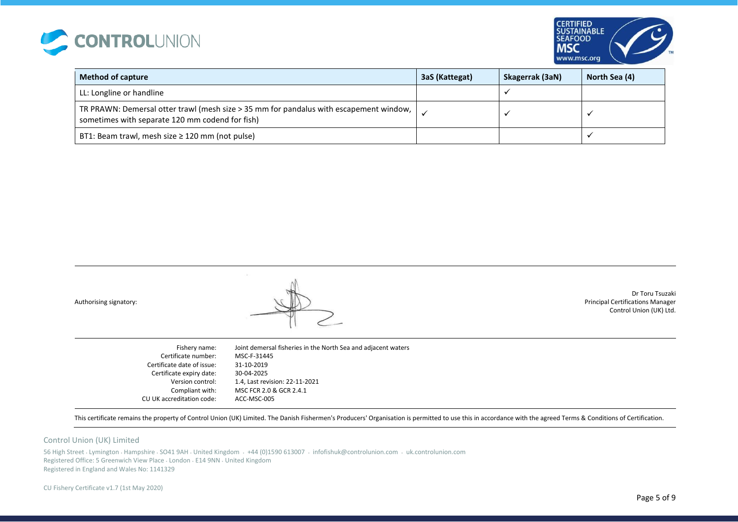| Method of capture | 3aS (Kattegat) | Skagerrak (3aN) | North Sea (4) |
|---|---|---|---|
| LL: Longline or handline | | ✓ | |
| TR PRAWN: Demersal otter trawl (mesh size > 35 mm for pandalus with escapement window, sometimes with separate 120 mm codend for fish) | ✓ | ✓ | ✓ |
| BT1: Beam trawl, mesh size ≥ 120 mm (not pulse) | | | ✓ |

Authorising signatory:

Dr Toru Tsuzaki
Principal Certifications Manager
Control Union (UK) Ltd.

| | |
|---|---|
| Fishery name: | Joint demersal fisheries in the North Sea and adjacent waters |
| Certificate number: | MSC-F-31445 |
| Certificate date of issue: | 31-10-2019 |
| Certificate expiry date: | 30-04-2025 |
| Version control: | 1.4, Last revision: 22-11-2021 |
| Compliant with: | MSC FCR 2.0 & GCR 2.4.1 |
| CU UK accreditation code: | ACC-MSC-005 |

This certificate remains the property of Control Union (UK) Limited. The Danish Fishermen's Producers' Organisation is permitted to use this in accordance with the agreed Terms & Conditions of Certification.

Control Union (UK) Limited

56 High Street · Lymington · Hampshire · SO41 9AH · United Kingdom · +44 (0)1590 613007 · infofishuk@controlunion.com · uk.controlunion.com
Registered Office: 5 Greenwich View Place · London · E14 9NN · United Kingdom
Registered in England and Wales No: 1141329

CU Fishery Certificate v1.7 (1st May 2020)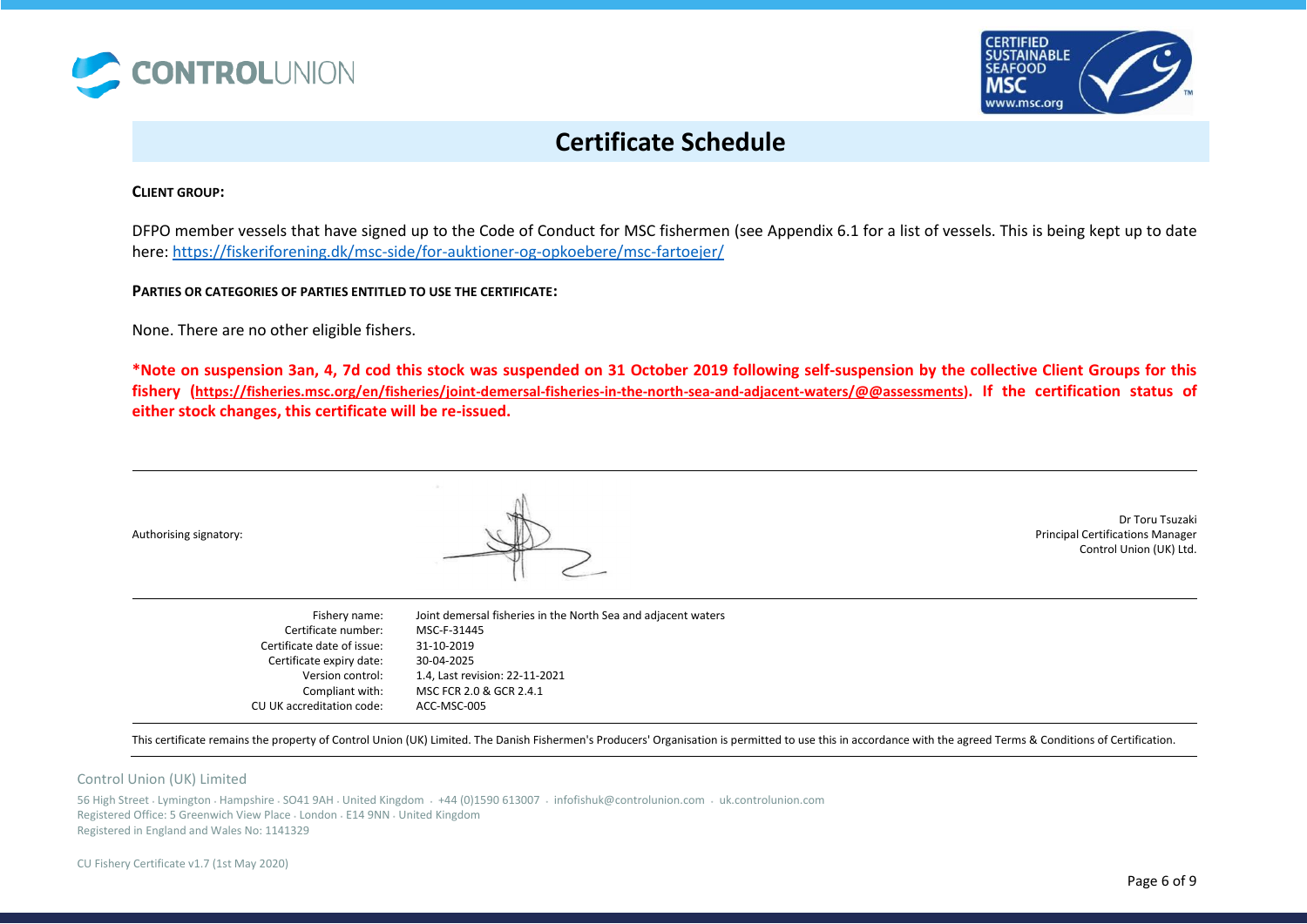# Certificate Schedule

**CLIENT GROUP:**

DFPO member vessels that have signed up to the Code of Conduct for MSC fishermen (see Appendix 6.1 for a list of vessels. This is being kept up to date here: https://fiskeriforening.dk/msc-side/for-auktioner-og-opkoebere/msc-fartoejer/

**PARTIES OR CATEGORIES OF PARTIES ENTITLED TO USE THE CERTIFICATE:**

None. There are no other eligible fishers.

**\*Note on suspension 3an, 4, 7d cod this stock was suspended on 31 October 2019 following self-suspension by the collective Client Groups for this fishery (https://fisheries.msc.org/en/fisheries/joint-demersal-fisheries-in-the-north-sea-and-adjacent-waters/@@assessments). If the certification status of either stock changes, this certificate will be re-issued.**

---

Authorising signatory:

Dr Toru Tsuzaki
Principal Certifications Manager
Control Union (UK) Ltd.

---

| | |
|---|---|
| Fishery name: | Joint demersal fisheries in the North Sea and adjacent waters |
| Certificate number: | MSC-F-31445 |
| Certificate date of issue: | 31-10-2019 |
| Certificate expiry date: | 30-04-2025 |
| Version control: | 1.4, Last revision: 22-11-2021 |
| Compliant with: | MSC FCR 2.0 & GCR 2.4.1 |
| CU UK accreditation code: | ACC-MSC-005 |

This certificate remains the property of Control Union (UK) Limited. The Danish Fishermen's Producers' Organisation is permitted to use this in accordance with the agreed Terms & Conditions of Certification.

Control Union (UK) Limited

56 High Street · Lymington · Hampshire · SO41 9AH · United Kingdom · +44 (0)1590 613007 · infofishuk@controlunion.com · uk.controlunion.com
Registered Office: 5 Greenwich View Place · London · E14 9NN · United Kingdom
Registered in England and Wales No: 1141329

CU Fishery Certificate v1.7 (1st May 2020)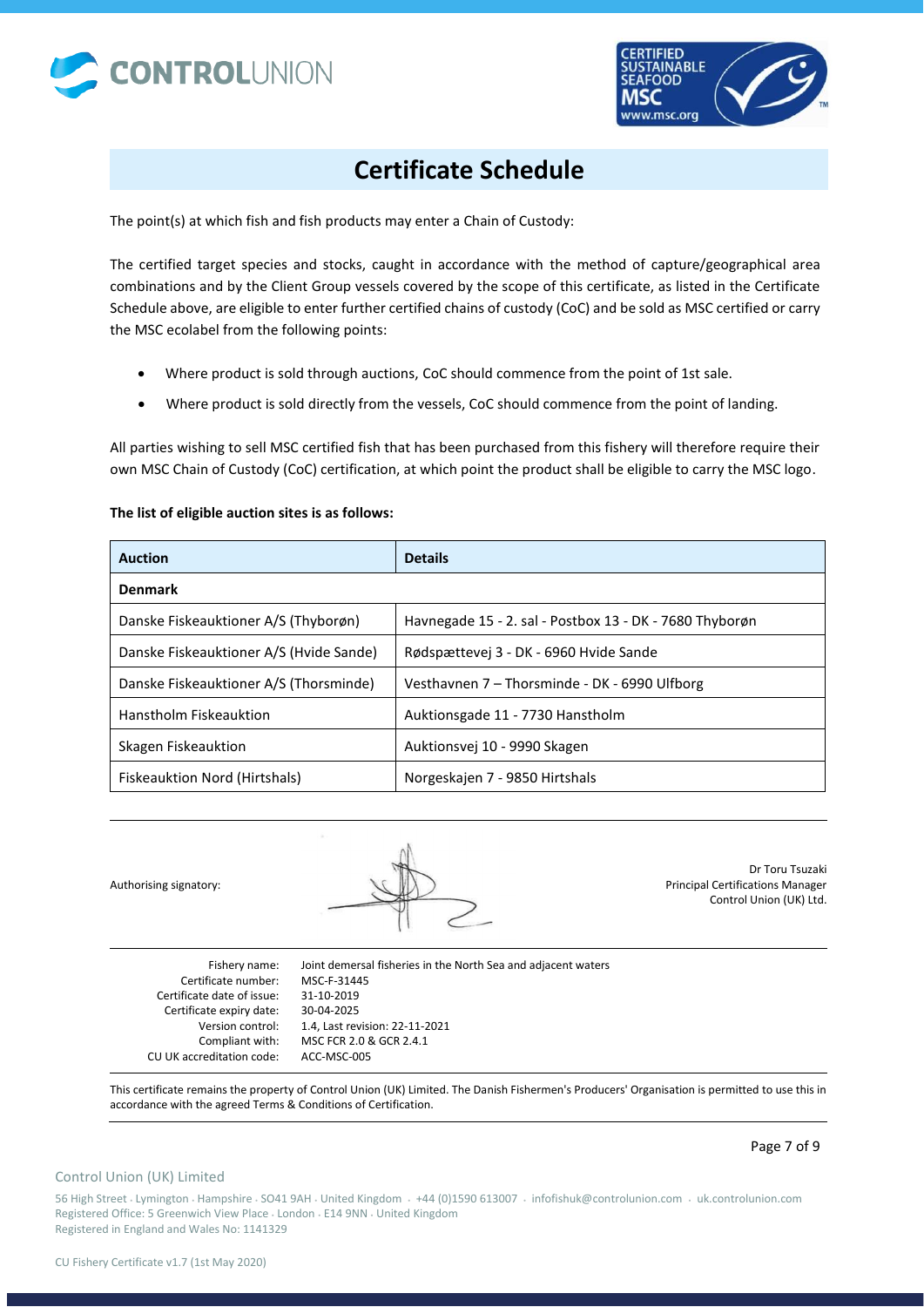# Certificate Schedule

The point(s) at which fish and fish products may enter a Chain of Custody:

The certified target species and stocks, caught in accordance with the method of capture/geographical area combinations and by the Client Group vessels covered by the scope of this certificate, as listed in the Certificate Schedule above, are eligible to enter further certified chains of custody (CoC) and be sold as MSC certified or carry the MSC ecolabel from the following points:

- Where product is sold through auctions, CoC should commence from the point of 1st sale.
- Where product is sold directly from the vessels, CoC should commence from the point of landing.

All parties wishing to sell MSC certified fish that has been purchased from this fishery will therefore require their own MSC Chain of Custody (CoC) certification, at which point the product shall be eligible to carry the MSC logo.

**The list of eligible auction sites is as follows:**

| Auction | Details |
|---|---|
| **Denmark** | |
| Danske Fiskeauktioner A/S (Thyborøn) | Havnegade 15 - 2. sal - Postbox 13 - DK - 7680 Thyborøn |
| Danske Fiskeauktioner A/S (Hvide Sande) | Rødspættevej 3 - DK - 6960 Hvide Sande |
| Danske Fiskeauktioner A/S (Thorsminde) | Vesthavnen 7 – Thorsminde - DK - 6990 Ulfborg |
| Hanstholm Fiskeauktion | Auktionsgade 11 - 7730 Hanstholm |
| Skagen Fiskeauktion | Auktionsvej 10 - 9990 Skagen |
| Fiskeauktion Nord (Hirtshals) | Norgeskajen 7 - 9850 Hirtshals |

Authorising signatory:

Dr Toru Tsuzaki
Principal Certifications Manager
Control Union (UK) Ltd.

| | |
|---|---|
| Fishery name: | Joint demersal fisheries in the North Sea and adjacent waters |
| Certificate number: | MSC-F-31445 |
| Certificate date of issue: | 31-10-2019 |
| Certificate expiry date: | 30-04-2025 |
| Version control: | 1.4, Last revision: 22-11-2021 |
| Compliant with: | MSC FCR 2.0 & GCR 2.4.1 |
| CU UK accreditation code: | ACC-MSC-005 |

This certificate remains the property of Control Union (UK) Limited. The Danish Fishermen's Producers' Organisation is permitted to use this in accordance with the agreed Terms & Conditions of Certification.

Control Union (UK) Limited

56 High Street · Lymington · Hampshire · SO41 9AH · United Kingdom · +44 (0)1590 613007 · infofishuk@controlunion.com · uk.controlunion.com
Registered Office: 5 Greenwich View Place · London · E14 9NN · United Kingdom
Registered in England and Wales No: 1141329

CU Fishery Certificate v1.7 (1st May 2020)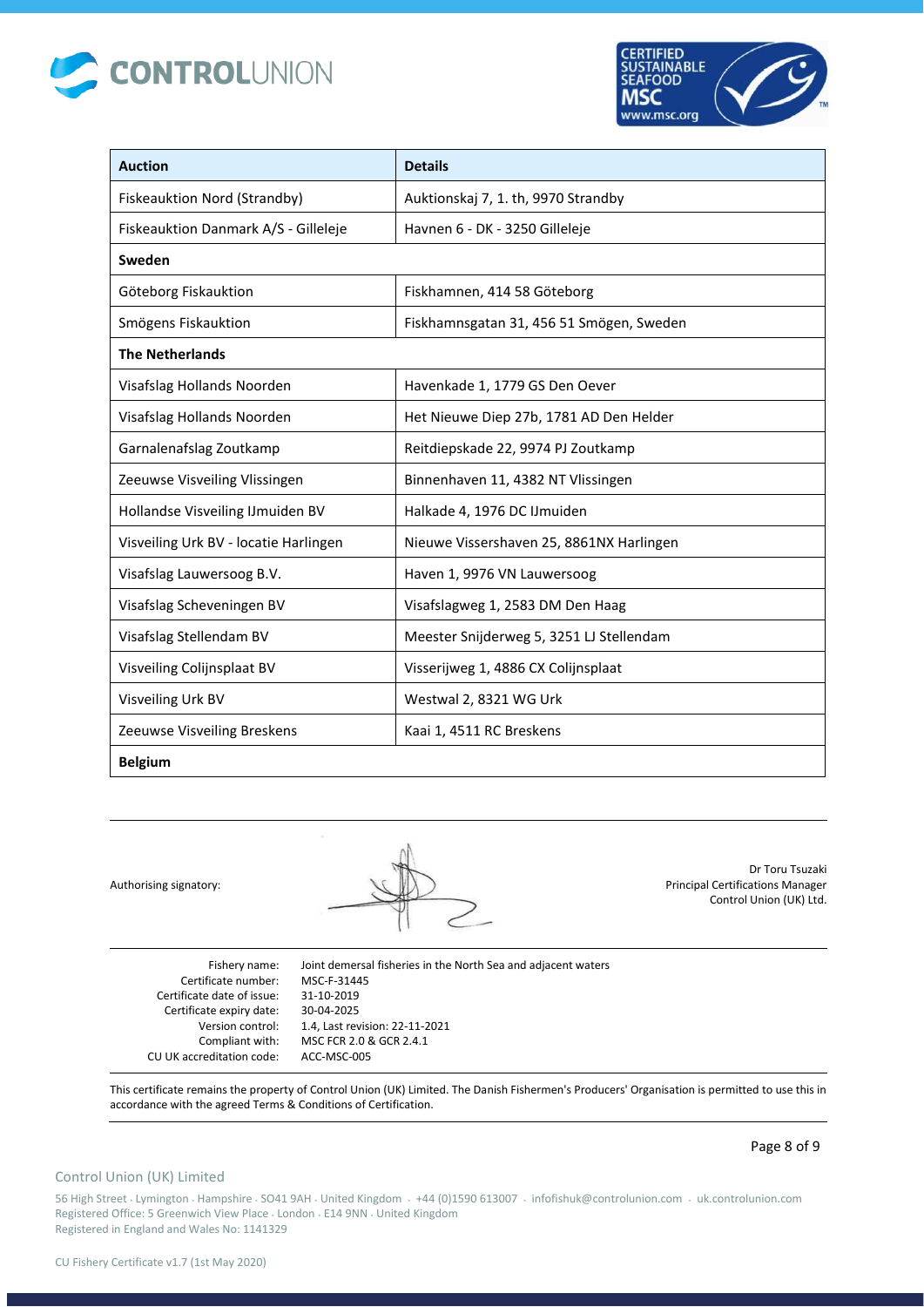| Auction | Details |
|---|---|
| Fiskeauktion Nord (Strandby) | Auktionskaj 7, 1. th, 9970 Strandby |
| Fiskeauktion Danmark A/S - Gilleleje | Havnen 6 - DK - 3250 Gilleleje |
| **Sweden** | |
| Göteborg Fiskauktion | Fiskhamnen, 414 58 Göteborg |
| Smögens Fiskauktion | Fiskhamnsgatan 31, 456 51 Smögen, Sweden |
| **The Netherlands** | |
| Visafslag Hollands Noorden | Havenkade 1, 1779 GS Den Oever |
| Visafslag Hollands Noorden | Het Nieuwe Diep 27b, 1781 AD Den Helder |
| Garnalenafslag Zoutkamp | Reitdiepskade 22, 9974 PJ Zoutkamp |
| Zeeuwse Visveiling Vlissingen | Binnenhaven 11, 4382 NT Vlissingen |
| Hollandse Visveiling IJmuiden BV | Halkade 4, 1976 DC IJmuiden |
| Visveiling Urk BV - locatie Harlingen | Nieuwe Vissershaven 25, 8861NX Harlingen |
| Visafslag Lauwersoog B.V. | Haven 1, 9976 VN Lauwersoog |
| Visafslag Scheveningen BV | Visafslagweg 1, 2583 DM Den Haag |
| Visafslag Stellendam BV | Meester Snijderweg 5, 3251 LJ Stellendam |
| Visveiling Colijnsplaat BV | Visserijweg 1, 4886 CX Colijnsplaat |
| Visveiling Urk BV | Westwal 2, 8321 WG Urk |
| Zeeuwse Visveiling Breskens | Kaai 1, 4511 RC Breskens |
| **Belgium** | |

Authorising signatory:

Dr Toru Tsuzaki
Principal Certifications Manager
Control Union (UK) Ltd.

Fishery name: Joint demersal fisheries in the North Sea and adjacent waters
Certificate number: MSC-F-31445
Certificate date of issue: 31-10-2019
Certificate expiry date: 30-04-2025
Version control: 1.4, Last revision: 22-11-2021
Compliant with: MSC FCR 2.0 & GCR 2.4.1
CU UK accreditation code: ACC-MSC-005

This certificate remains the property of Control Union (UK) Limited. The Danish Fishermen's Producers' Organisation is permitted to use this in accordance with the agreed Terms & Conditions of Certification.

Control Union (UK) Limited

56 High Street . Lymington . Hampshire . SO41 9AH . United Kingdom . +44 (0)1590 613007 . infofishuk@controlunion.com . uk.controlunion.com
Registered Office: 5 Greenwich View Place . London . E14 9NN . United Kingdom
Registered in England and Wales No: 1141329

CU Fishery Certificate v1.7 (1st May 2020)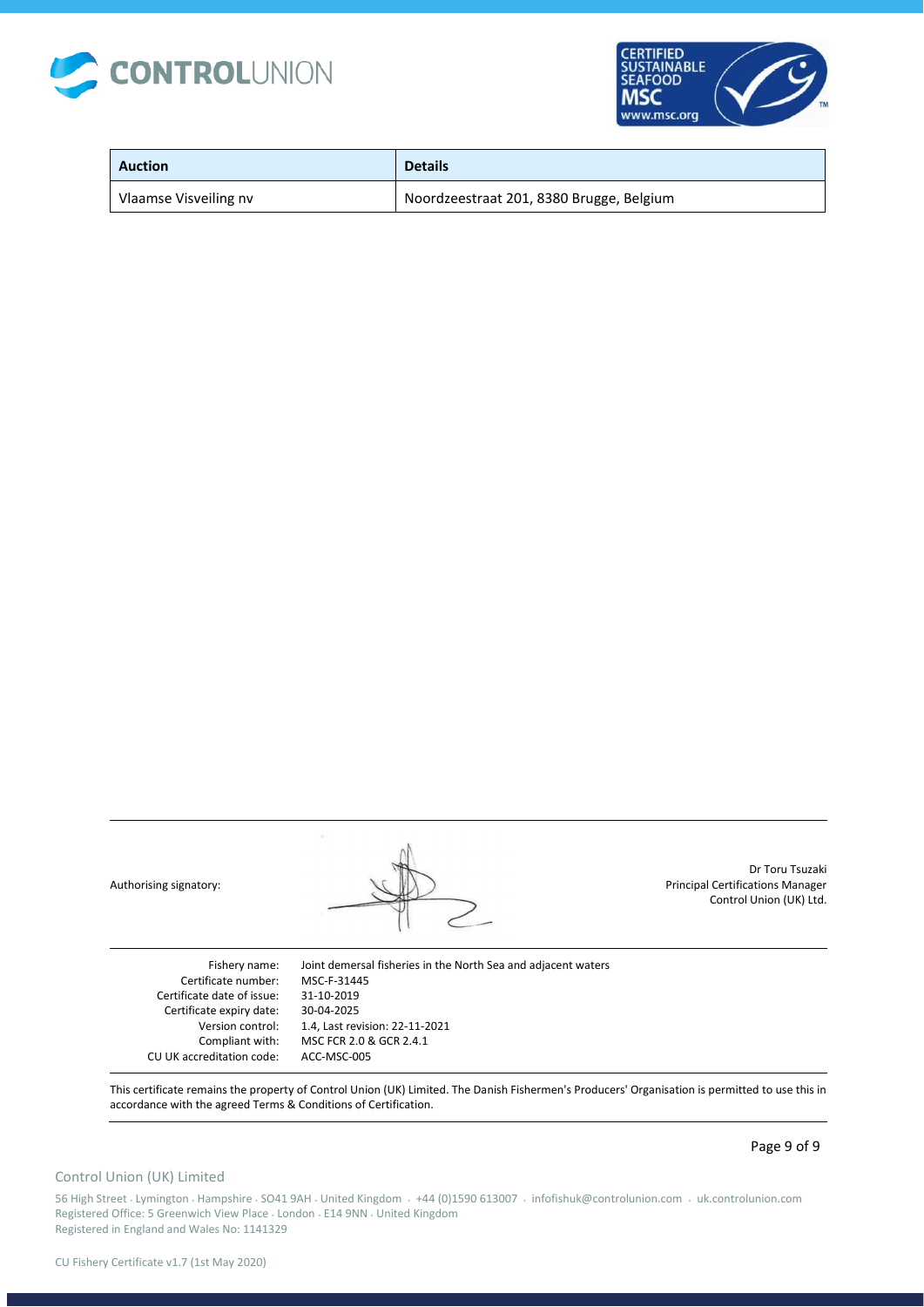| Auction | Details |
| --- | --- |
| Vlaamse Visveiling nv | Noordzeestraat 201, 8380 Brugge, Belgium |

Authorising signatory:

Dr Toru Tsuzaki
Principal Certifications Manager
Control Union (UK) Ltd.

| | |
| --- | --- |
| Fishery name: | Joint demersal fisheries in the North Sea and adjacent waters |
| Certificate number: | MSC-F-31445 |
| Certificate date of issue: | 31-10-2019 |
| Certificate expiry date: | 30-04-2025 |
| Version control: | 1.4, Last revision: 22-11-2021 |
| Compliant with: | MSC FCR 2.0 & GCR 2.4.1 |
| CU UK accreditation code: | ACC-MSC-005 |

This certificate remains the property of Control Union (UK) Limited. The Danish Fishermen's Producers' Organisation is permitted to use this in accordance with the agreed Terms & Conditions of Certification.

Control Union (UK) Limited

56 High Street · Lymington · Hampshire · SO41 9AH · United Kingdom · +44 (0)1590 613007 · infofishuk@controlunion.com · uk.controlunion.com
Registered Office: 5 Greenwich View Place · London · E14 9NN · United Kingdom
Registered in England and Wales No: 1141329

CU Fishery Certificate v1.7 (1st May 2020)